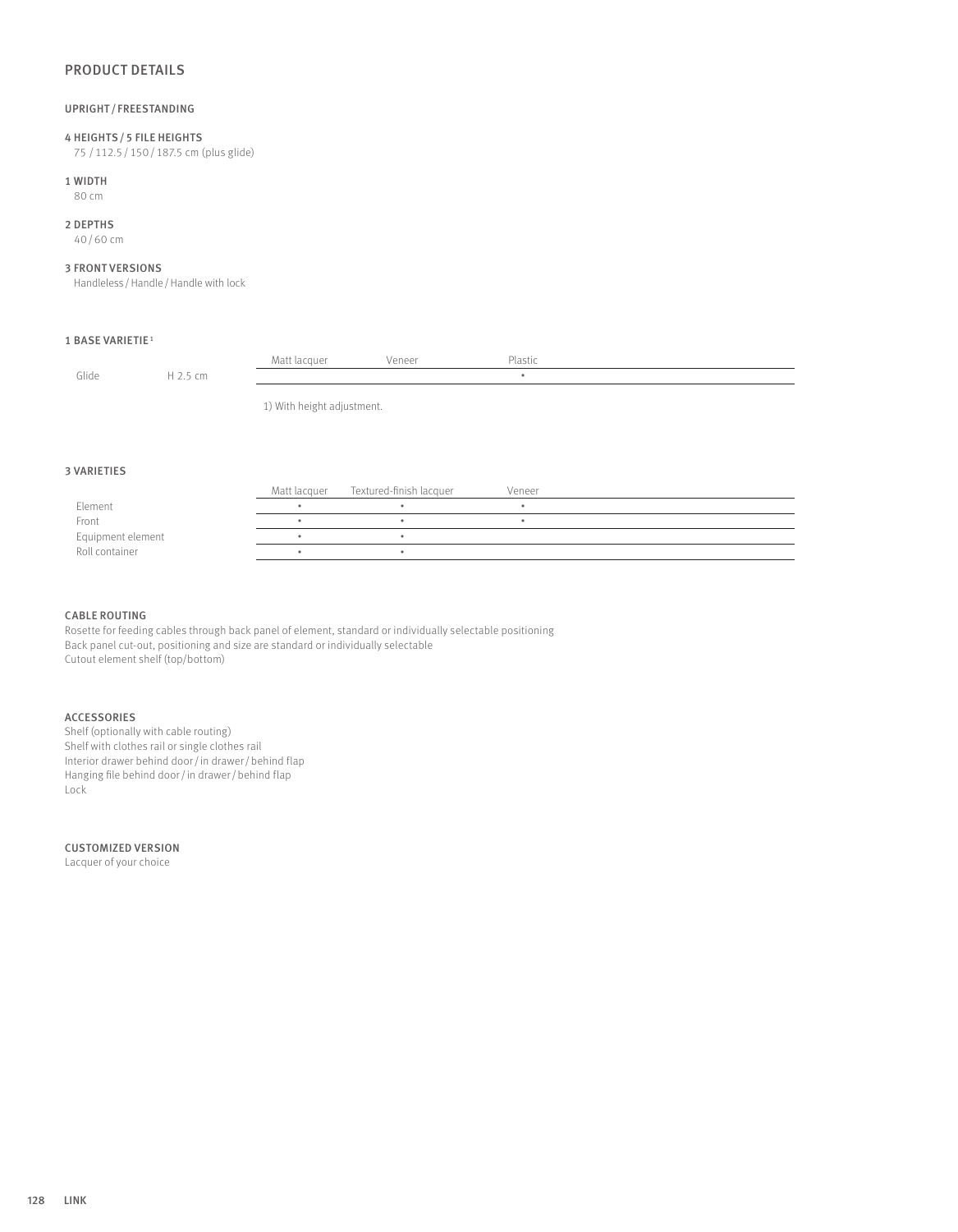## PRODUCT DETAILS

### UPRIGHT / FREESTANDING

**4 HEIGHTS / 5 FILE HEIGHTS**
75 / 112.5 / 150 / 187.5 cm (plus glide)

**1 WIDTH**
80 cm

**2 DEPTHS**
40 / 60 cm

**3 FRONT VERSIONS**
Handleless / Handle / Handle with lock

**1 BASE VARIETIE [1]**

| | | Matt lacquer | Veneer | Plastic |
|---|---|---|---|---|
| Glide | H 2.5 cm | | | • |

1) With height adjustment.

**3 VARIETIES**

| | Matt lacquer | Textured-finish lacquer | Veneer |
|---|---|---|---|
| Element | • | • | • |
| Front | • | • | • |
| Equipment element | • | • | |
| Roll container | • | • | |

**CABLE ROUTING**
Rosette for feeding cables through back panel of element, standard or individually selectable positioning
Back panel cut-out, positioning and size are standard or individually selectable
Cutout element shelf (top/bottom)

**ACCESSORIES**
Shelf (optionally with cable routing)
Shelf with clothes rail or single clothes rail
Interior drawer behind door / in drawer / behind flap
Hanging file behind door / in drawer / behind flap
Lock

**CUSTOMIZED VERSION**
Lacquer of your choice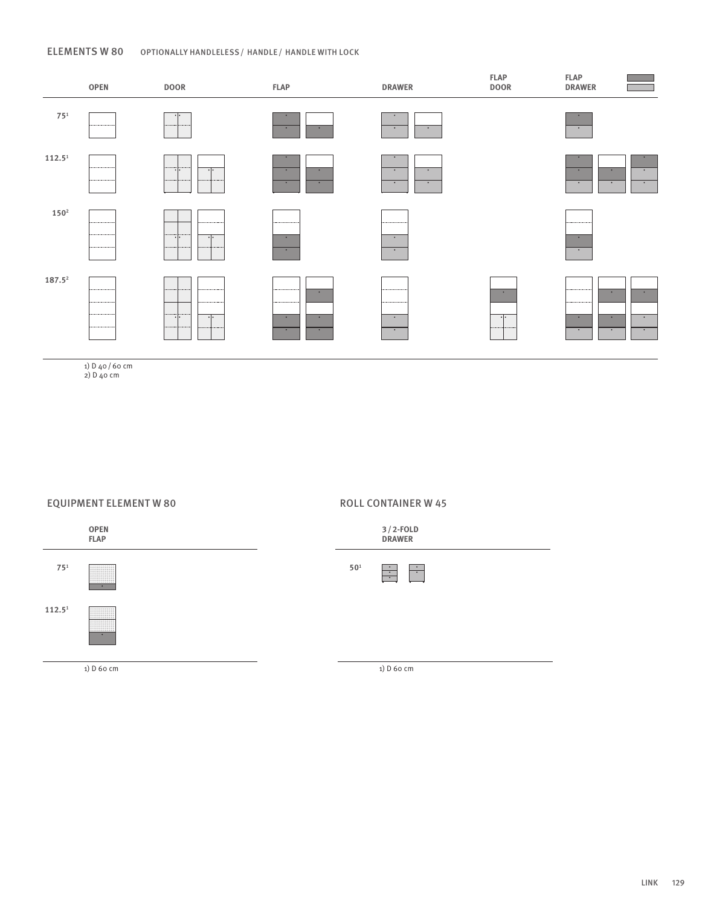## ELEMENTS W 80 OPTIONALLY HANDLELESS / HANDLE / HANDLE WITH LOCK

OPEN
DOOR
FLAP
DRAWER
FLAP DOOR
FLAP DRAWER

75[1]
112.5[1]
150[2]
187.5[2]

1) D 40 / 60 cm
2) D 40 cm

## EQUIPMENT ELEMENT W 80

OPEN FLAP

75[1]
112.5[1]

1) D 60 cm

## ROLL CONTAINER W 45

3 / 2-FOLD DRAWER

50[1]

1) D 60 cm